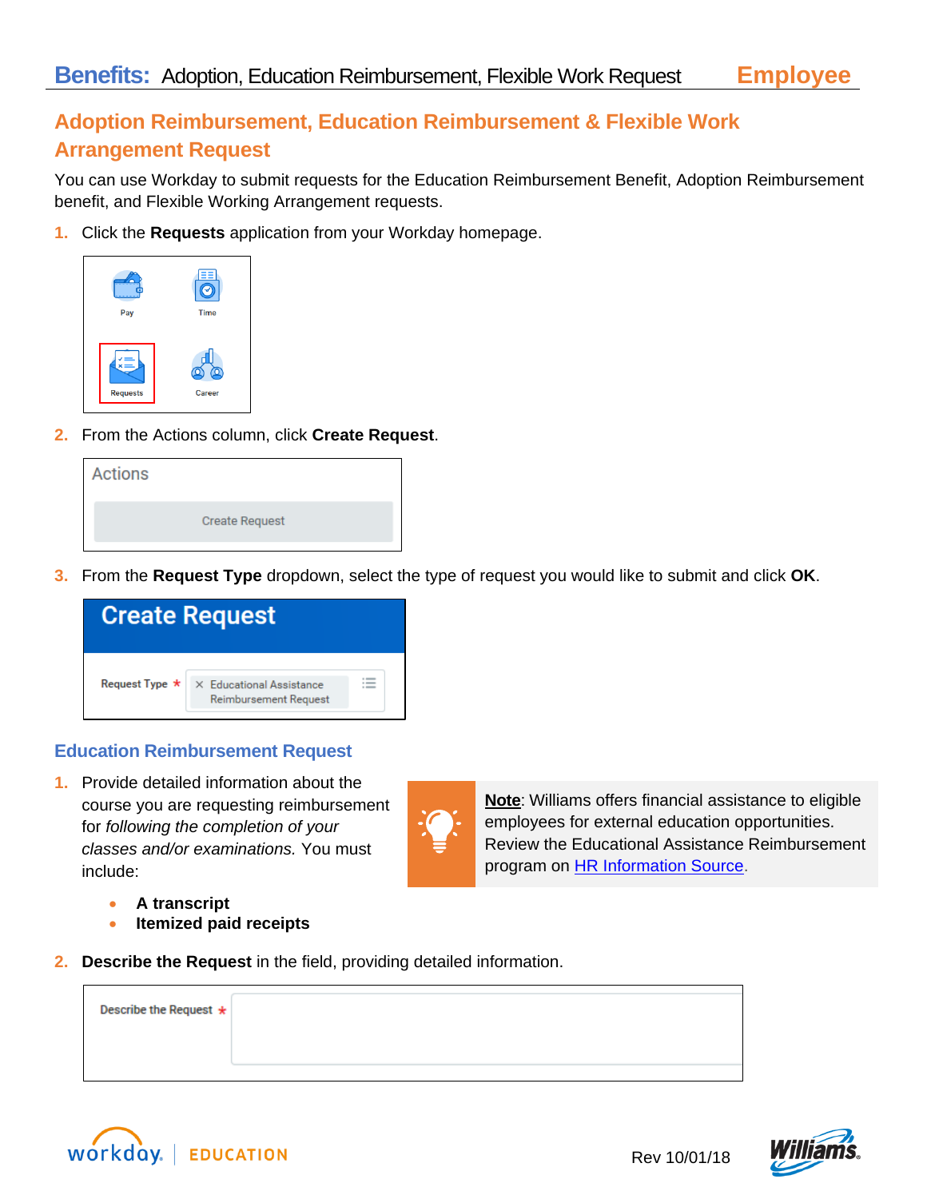# Adoption Reimbursement, Education Reimbursement & Flexible Work Arrangement Request

You can use Workday to submit requests for the Education Reimbursement Benefit, Adoption Reimbursement benefit, and Flexible Working Arrangement requests.

1. Click the **Requests** application from your Workday homepage.

2. From the Actions column, click **Create Request**.

3. From the **Request Type** dropdown, select the type of request you would like to submit and click **OK**.

## Education Reimbursement Request

1. Provide detailed information about the course you are requesting reimbursement for *following the completion of your classes and/or examinations.* You must include:
   - **A transcript**
   - **Itemized paid receipts**

> **Note**: Williams offers financial assistance to eligible employees for external education opportunities. Review the Educational Assistance Reimbursement program on HR Information Source.

2. **Describe the Request** in the field, providing detailed information.

Rev 10/01/18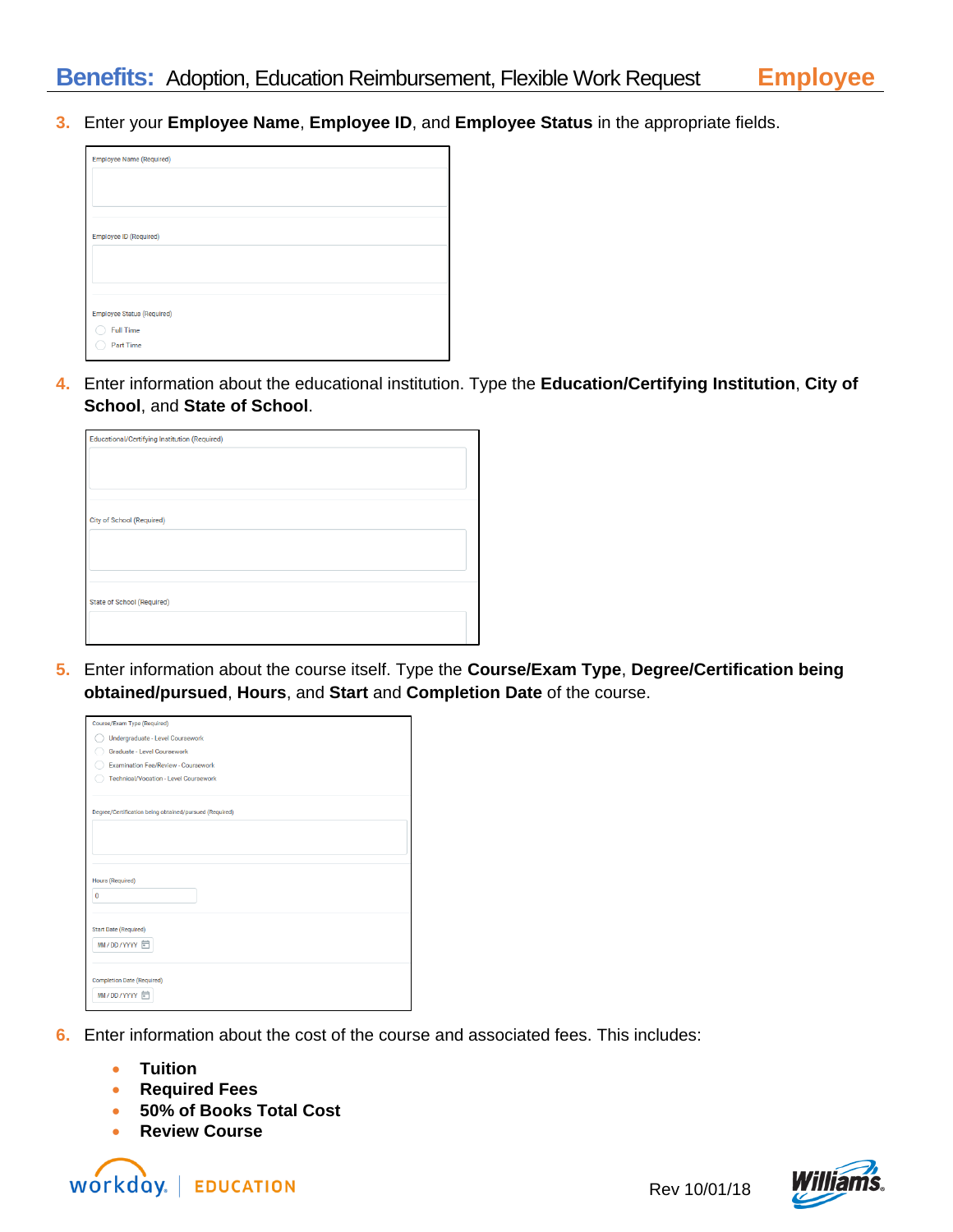3. Enter your **Employee Name**, **Employee ID**, and **Employee Status** in the appropriate fields.

Employee Name (Required)

Employee ID (Required)

Employee Status (Required)
- Full Time
- Part Time

4. Enter information about the educational institution. Type the **Education/Certifying Institution**, **City of School**, and **State of School**.

Educational/Certifying Institution (Required)

City of School (Required)

State of School (Required)

5. Enter information about the course itself. Type the **Course/Exam Type**, **Degree/Certification being obtained/pursued**, **Hours**, and **Start** and **Completion Date** of the course.

Course/Exam Type (Required)
- Undergraduate - Level Coursework
- Graduate - Level Coursework
- Examination Fee/Review - Coursework
- Technical/Vocation - Level Coursework

Degree/Certification being obtained/pursued (Required)

Hours (Required)
0

Start Date (Required)
MM / DD / YYYY

Completion Date (Required)
MM / DD / YYYY

6. Enter information about the cost of the course and associated fees. This includes:

- **Tuition**
- **Required Fees**
- **50% of Books Total Cost**
- **Review Course**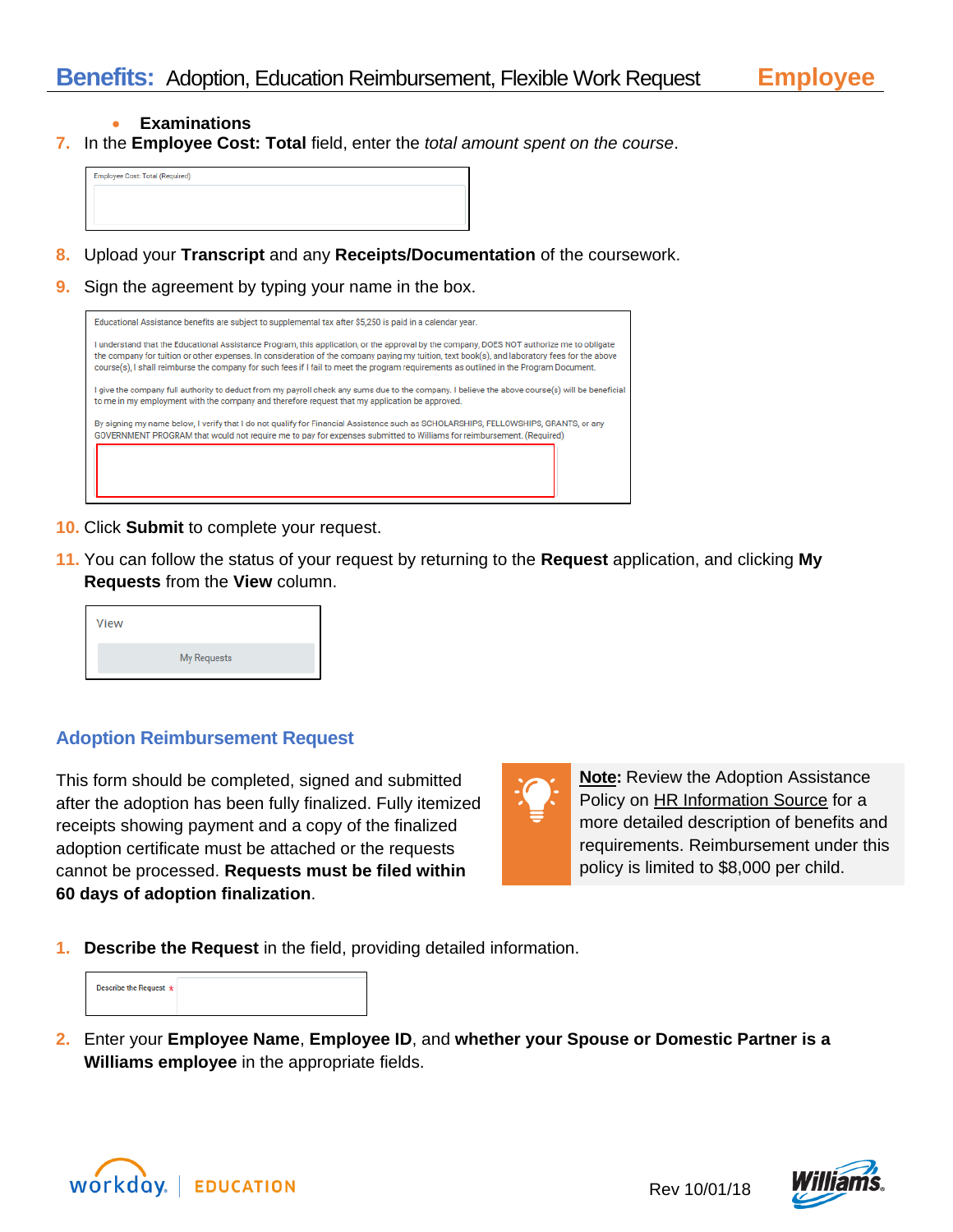- **Examinations**

7. In the **Employee Cost: Total** field, enter the *total amount spent on the course*.

Employee Cost: Total (Required)

8. Upload your **Transcript** and any **Receipts/Documentation** of the coursework.
9. Sign the agreement by typing your name in the box.

Educational Assistance benefits are subject to supplemental tax after $5,250 is paid in a calendar year.

I understand that the Educational Assistance Program, this application, or the approval by the company, DOES NOT authorize me to obligate the company for tuition or other expenses. In consideration of the company paying my tuition, text book(s), and laboratory fees for the above course(s), I shall reimburse the company for such fees if I fail to meet the program requirements as outlined in the Program Document.

I give the company full authority to deduct from my payroll check any sums due to the company. I believe the above course(s) will be beneficial to me in my employment with the company and therefore request that my application be approved.

By signing my name below, I verify that I do not qualify for Financial Assistance such as SCHOLARSHIPS, FELLOWSHIPS, GRANTS, or any GOVERNMENT PROGRAM that would not require me to pay for expenses submitted to Williams for reimbursement. (Required)

10. Click **Submit** to complete your request.
11. You can follow the status of your request by returning to the **Request** application, and clicking **My Requests** from the **View** column.

View

My Requests

## Adoption Reimbursement Request

This form should be completed, signed and submitted after the adoption has been fully finalized. Fully itemized receipts showing payment and a copy of the finalized adoption certificate must be attached or the requests cannot be processed. **Requests must be filed within 60 days of adoption finalization**.

**Note**: Review the Adoption Assistance Policy on HR Information Source for a more detailed description of benefits and requirements. Reimbursement under this policy is limited to $8,000 per child.

1. **Describe the Request** in the field, providing detailed information.

Describe the Request *

2. Enter your **Employee Name**, **Employee ID**, and **whether your Spouse or Domestic Partner is a Williams employee** in the appropriate fields.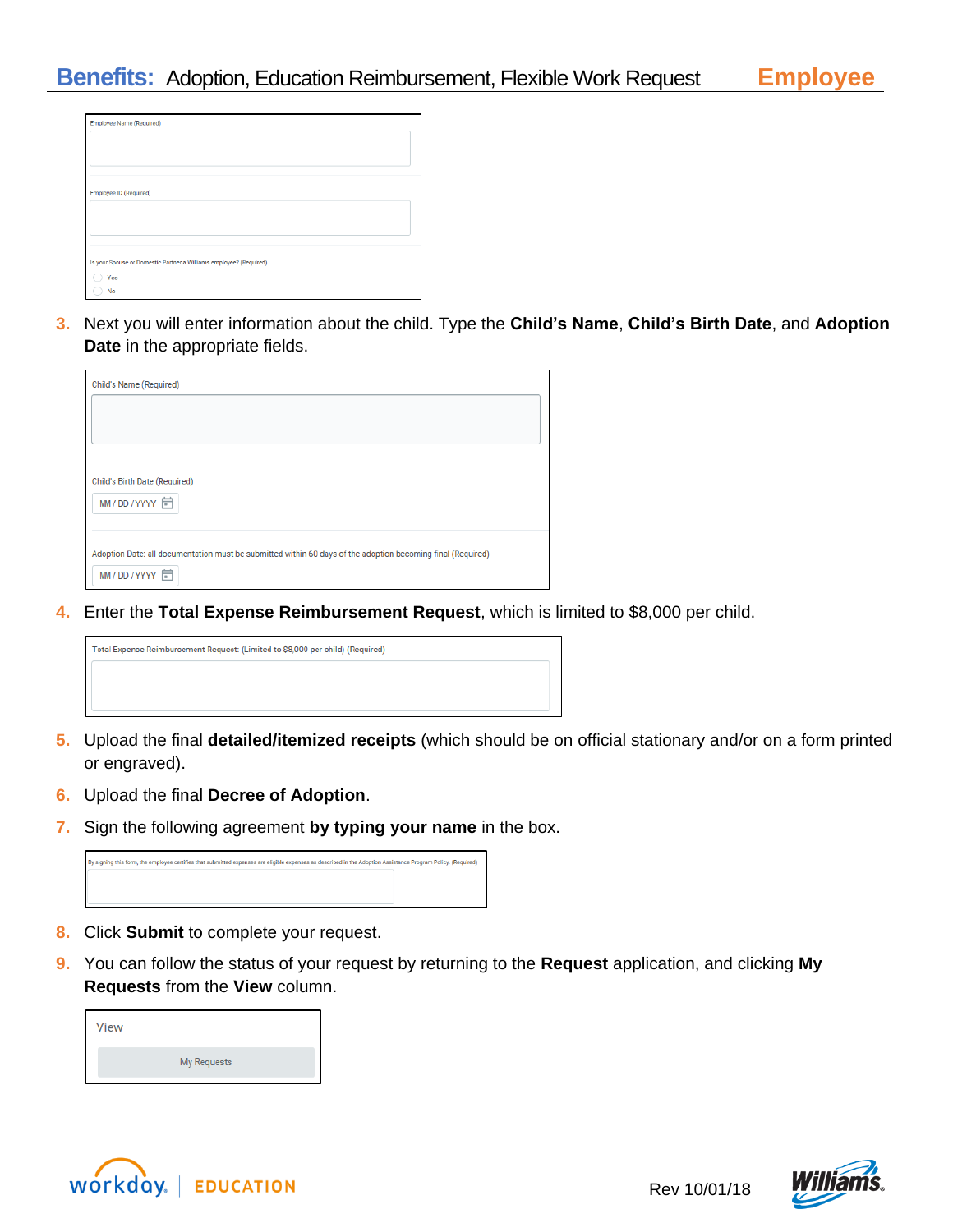Employee Name (Required)

Employee ID (Required)

Is your Spouse or Domestic Partner a Williams employee? (Required)

- Yes
- No

3. Next you will enter information about the child. Type the **Child's Name**, **Child's Birth Date**, and **Adoption Date** in the appropriate fields.

Child's Name (Required)

Child's Birth Date (Required)

MM / DD / YYYY

Adoption Date: all documentation must be submitted within 60 days of the adoption becoming final (Required)

MM / DD / YYYY

4. Enter the **Total Expense Reimbursement Request**, which is limited to $8,000 per child.

Total Expense Reimbursement Request: (Limited to $8,000 per child) (Required)

5. Upload the final **detailed/itemized receipts** (which should be on official stationary and/or on a form printed or engraved).
6. Upload the final **Decree of Adoption**.
7. Sign the following agreement **by typing your name** in the box.

By signing this form, the employee certifies that submitted expenses are eligible expenses as described in the Adoption Assistance Program Policy. (Required)

8. Click **Submit** to complete your request.
9. You can follow the status of your request by returning to the **Request** application, and clicking **My Requests** from the **View** column.

View

My Requests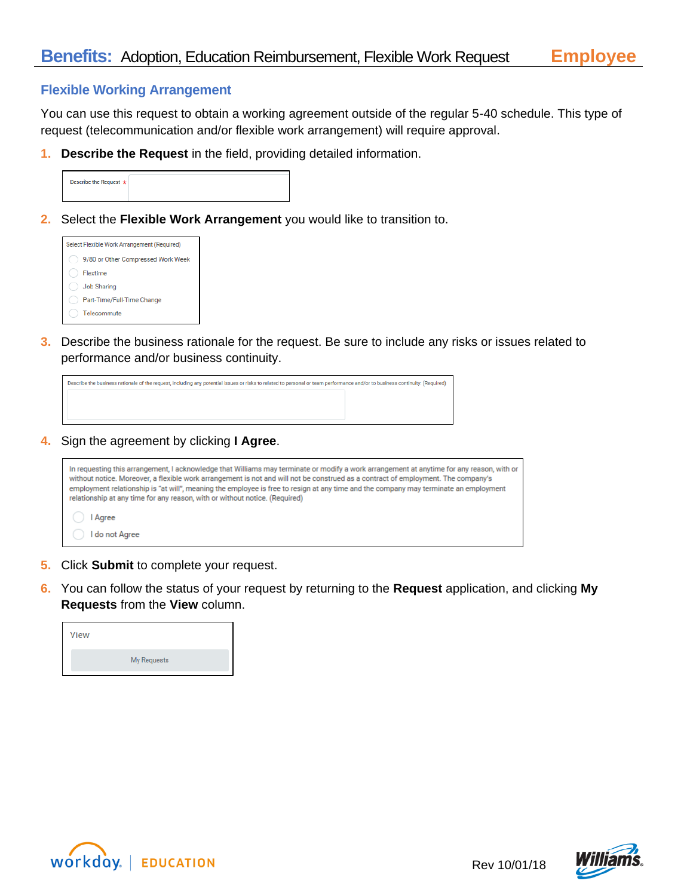## Flexible Working Arrangement

You can use this request to obtain a working agreement outside of the regular 5-40 schedule. This type of request (telecommunication and/or flexible work arrangement) will require approval.

1. **Describe the Request** in the field, providing detailed information.

   Describe the Request *

2. Select the **Flexible Work Arrangement** you would like to transition to.

   Select Flexible Work Arrangement (Required)
   - 9/80 or Other Compressed Work Week
   - Flextime
   - Job Sharing
   - Part-Time/Full-Time Change
   - Telecommute

3. Describe the business rationale for the request. Be sure to include any risks or issues related to performance and/or business continuity.

   Describe the business rationale of the request, including any potential issues or risks to related to personal or team performance and/or to business continuity. (Required)

4. Sign the agreement by clicking **I Agree**.

   In requesting this arrangement, I acknowledge that Williams may terminate or modify a work arrangement at anytime for any reason, with or without notice. Moreover, a flexible work arrangement is not and will not be construed as a contract of employment. The company's employment relationship is "at will", meaning the employee is free to resign at any time and the company may terminate an employment relationship at any time for any reason, with or without notice. (Required)
   - I Agree
   - I do not Agree

5. Click **Submit** to complete your request.

6. You can follow the status of your request by returning to the **Request** application, and clicking **My Requests** from the **View** column.

   View

   My Requests